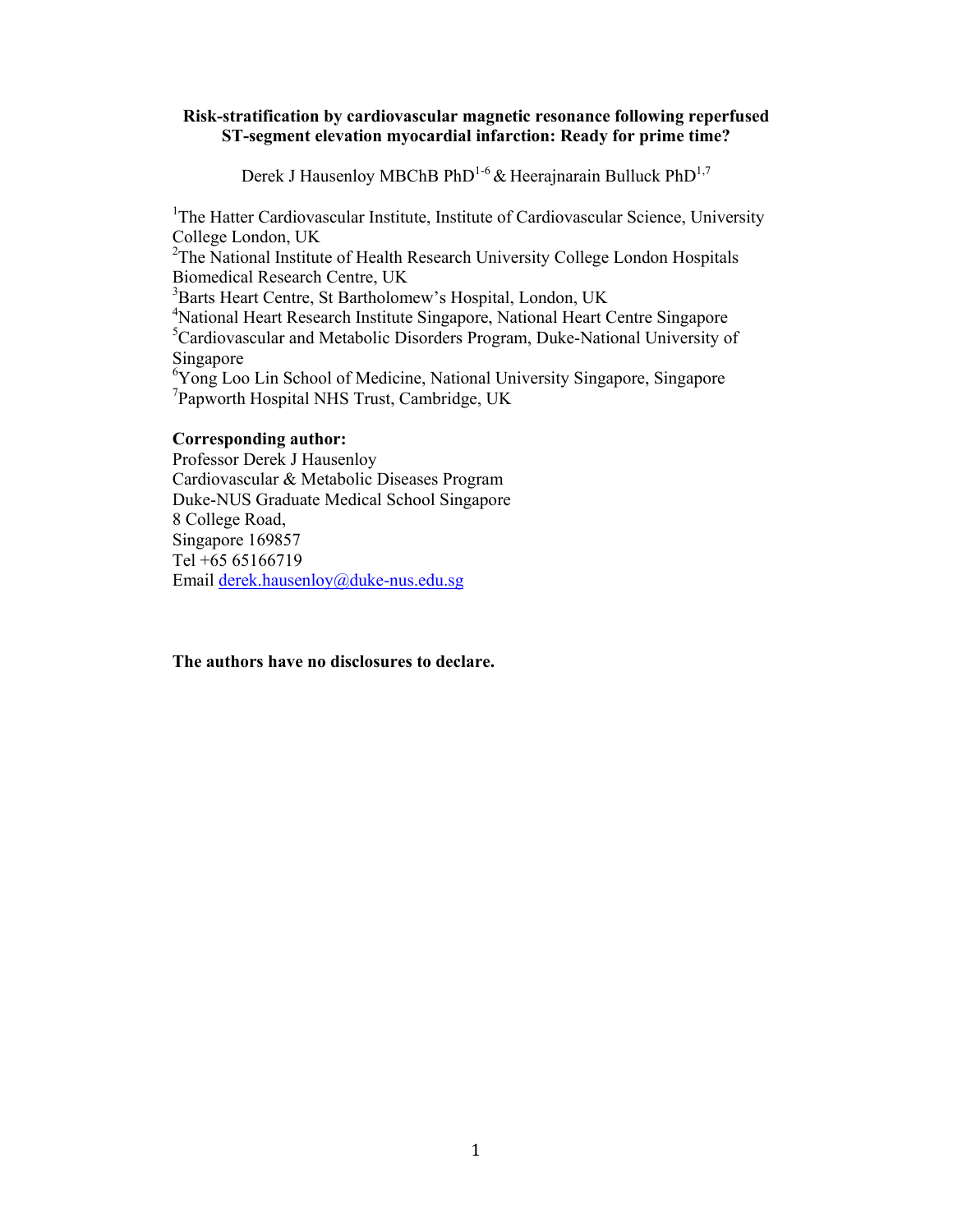**Risk-stratification by cardiovascular magnetic resonance following reperfused ST-segment elevation myocardial infarction: Ready for prime time?**

Derek J Hausenloy MBChB PhD[1-6] & Heerajnarain Bulluck PhD[1,7]

[1]The Hatter Cardiovascular Institute, Institute of Cardiovascular Science, University College London, UK
[2]The National Institute of Health Research University College London Hospitals Biomedical Research Centre, UK
[3]Barts Heart Centre, St Bartholomew's Hospital, London, UK
[4]National Heart Research Institute Singapore, National Heart Centre Singapore
[5]Cardiovascular and Metabolic Disorders Program, Duke-National University of Singapore
[6]Yong Loo Lin School of Medicine, National University Singapore, Singapore
[7]Papworth Hospital NHS Trust, Cambridge, UK

**Corresponding author:**
Professor Derek J Hausenloy
Cardiovascular & Metabolic Diseases Program
Duke-NUS Graduate Medical School Singapore
8 College Road,
Singapore 169857
Tel +65 65166719
Email derek.hausenloy@duke-nus.edu.sg

**The authors have no disclosures to declare.**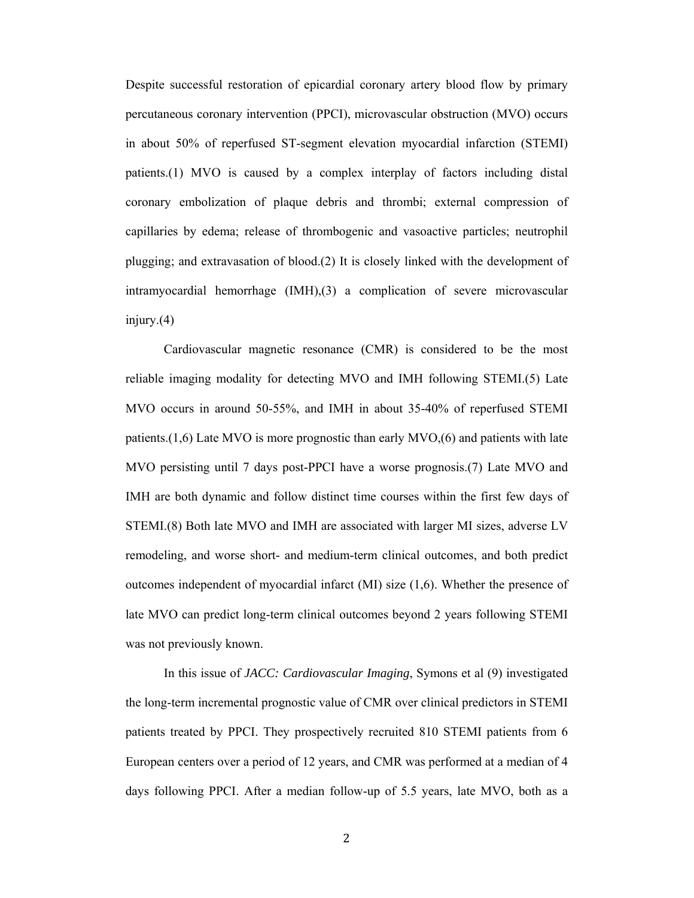Despite successful restoration of epicardial coronary artery blood flow by primary percutaneous coronary intervention (PPCI), microvascular obstruction (MVO) occurs in about 50% of reperfused ST-segment elevation myocardial infarction (STEMI) patients.(1) MVO is caused by a complex interplay of factors including distal coronary embolization of plaque debris and thrombi; external compression of capillaries by edema; release of thrombogenic and vasoactive particles; neutrophil plugging; and extravasation of blood.(2) It is closely linked with the development of intramyocardial hemorrhage (IMH),(3) a complication of severe microvascular injury.(4)

Cardiovascular magnetic resonance (CMR) is considered to be the most reliable imaging modality for detecting MVO and IMH following STEMI.(5) Late MVO occurs in around 50-55%, and IMH in about 35-40% of reperfused STEMI patients.(1,6) Late MVO is more prognostic than early MVO,(6) and patients with late MVO persisting until 7 days post-PPCI have a worse prognosis.(7) Late MVO and IMH are both dynamic and follow distinct time courses within the first few days of STEMI.(8) Both late MVO and IMH are associated with larger MI sizes, adverse LV remodeling, and worse short- and medium-term clinical outcomes, and both predict outcomes independent of myocardial infarct (MI) size (1,6). Whether the presence of late MVO can predict long-term clinical outcomes beyond 2 years following STEMI was not previously known.

In this issue of *JACC: Cardiovascular Imaging*, Symons et al (9) investigated the long-term incremental prognostic value of CMR over clinical predictors in STEMI patients treated by PPCI. They prospectively recruited 810 STEMI patients from 6 European centers over a period of 12 years, and CMR was performed at a median of 4 days following PPCI. After a median follow-up of 5.5 years, late MVO, both as a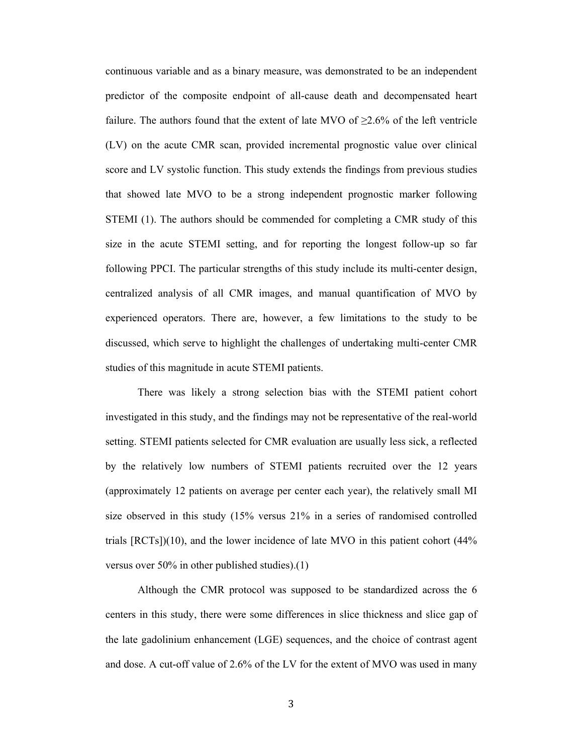continuous variable and as a binary measure, was demonstrated to be an independent predictor of the composite endpoint of all-cause death and decompensated heart failure. The authors found that the extent of late MVO of ≥2.6% of the left ventricle (LV) on the acute CMR scan, provided incremental prognostic value over clinical score and LV systolic function. This study extends the findings from previous studies that showed late MVO to be a strong independent prognostic marker following STEMI (1). The authors should be commended for completing a CMR study of this size in the acute STEMI setting, and for reporting the longest follow-up so far following PPCI. The particular strengths of this study include its multi-center design, centralized analysis of all CMR images, and manual quantification of MVO by experienced operators. There are, however, a few limitations to the study to be discussed, which serve to highlight the challenges of undertaking multi-center CMR studies of this magnitude in acute STEMI patients.

There was likely a strong selection bias with the STEMI patient cohort investigated in this study, and the findings may not be representative of the real-world setting. STEMI patients selected for CMR evaluation are usually less sick, a reflected by the relatively low numbers of STEMI patients recruited over the 12 years (approximately 12 patients on average per center each year), the relatively small MI size observed in this study (15% versus 21% in a series of randomised controlled trials [RCTs])(10), and the lower incidence of late MVO in this patient cohort (44% versus over 50% in other published studies).(1)

Although the CMR protocol was supposed to be standardized across the 6 centers in this study, there were some differences in slice thickness and slice gap of the late gadolinium enhancement (LGE) sequences, and the choice of contrast agent and dose. A cut-off value of 2.6% of the LV for the extent of MVO was used in many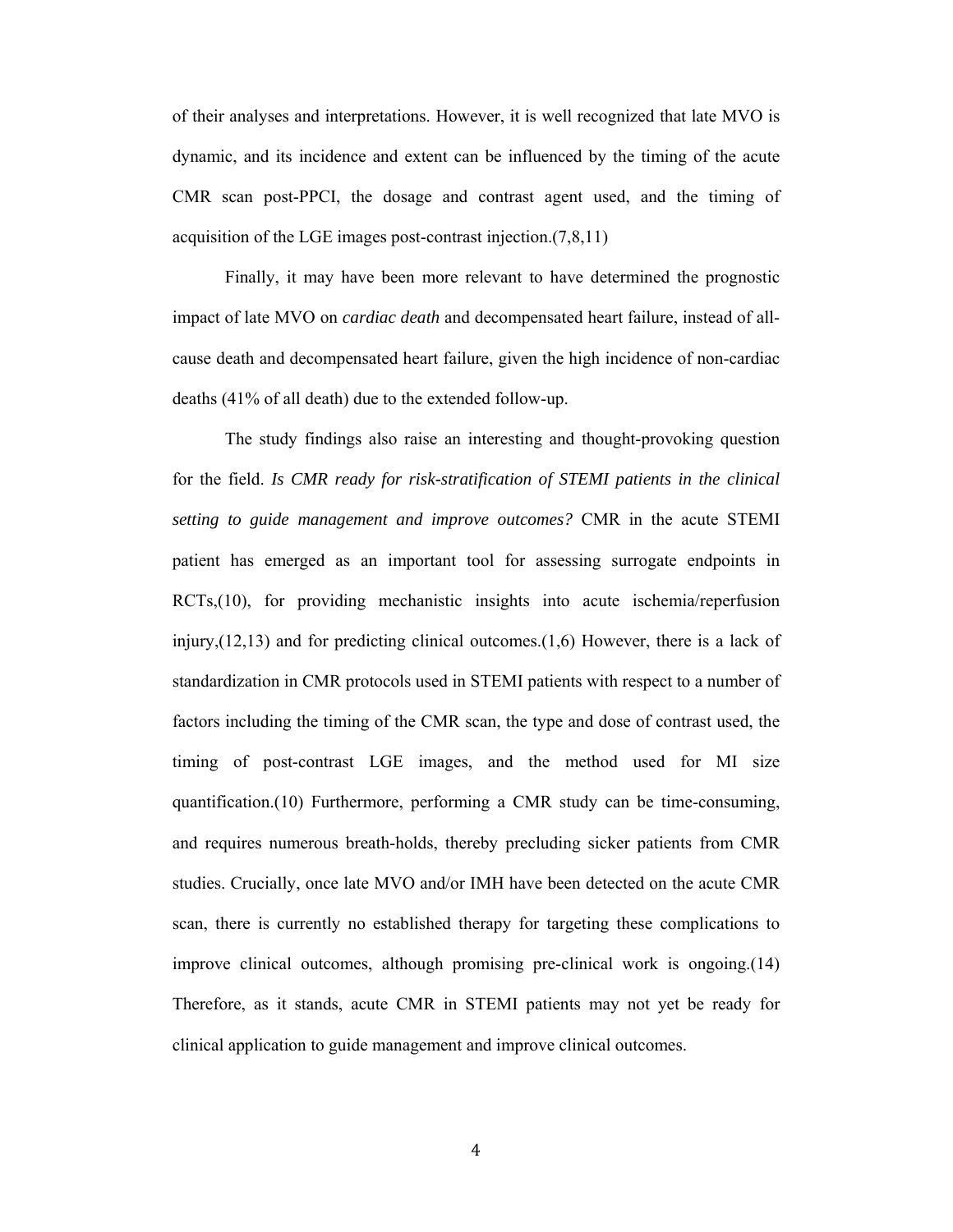of their analyses and interpretations. However, it is well recognized that late MVO is dynamic, and its incidence and extent can be influenced by the timing of the acute CMR scan post-PPCI, the dosage and contrast agent used, and the timing of acquisition of the LGE images post-contrast injection.(7,8,11)

Finally, it may have been more relevant to have determined the prognostic impact of late MVO on *cardiac death* and decompensated heart failure, instead of all-cause death and decompensated heart failure, given the high incidence of non-cardiac deaths (41% of all death) due to the extended follow-up.

The study findings also raise an interesting and thought-provoking question for the field. *Is CMR ready for risk-stratification of STEMI patients in the clinical setting to guide management and improve outcomes?* CMR in the acute STEMI patient has emerged as an important tool for assessing surrogate endpoints in RCTs,(10), for providing mechanistic insights into acute ischemia/reperfusion injury,(12,13) and for predicting clinical outcomes.(1,6) However, there is a lack of standardization in CMR protocols used in STEMI patients with respect to a number of factors including the timing of the CMR scan, the type and dose of contrast used, the timing of post-contrast LGE images, and the method used for MI size quantification.(10) Furthermore, performing a CMR study can be time-consuming, and requires numerous breath-holds, thereby precluding sicker patients from CMR studies. Crucially, once late MVO and/or IMH have been detected on the acute CMR scan, there is currently no established therapy for targeting these complications to improve clinical outcomes, although promising pre-clinical work is ongoing.(14) Therefore, as it stands, acute CMR in STEMI patients may not yet be ready for clinical application to guide management and improve clinical outcomes.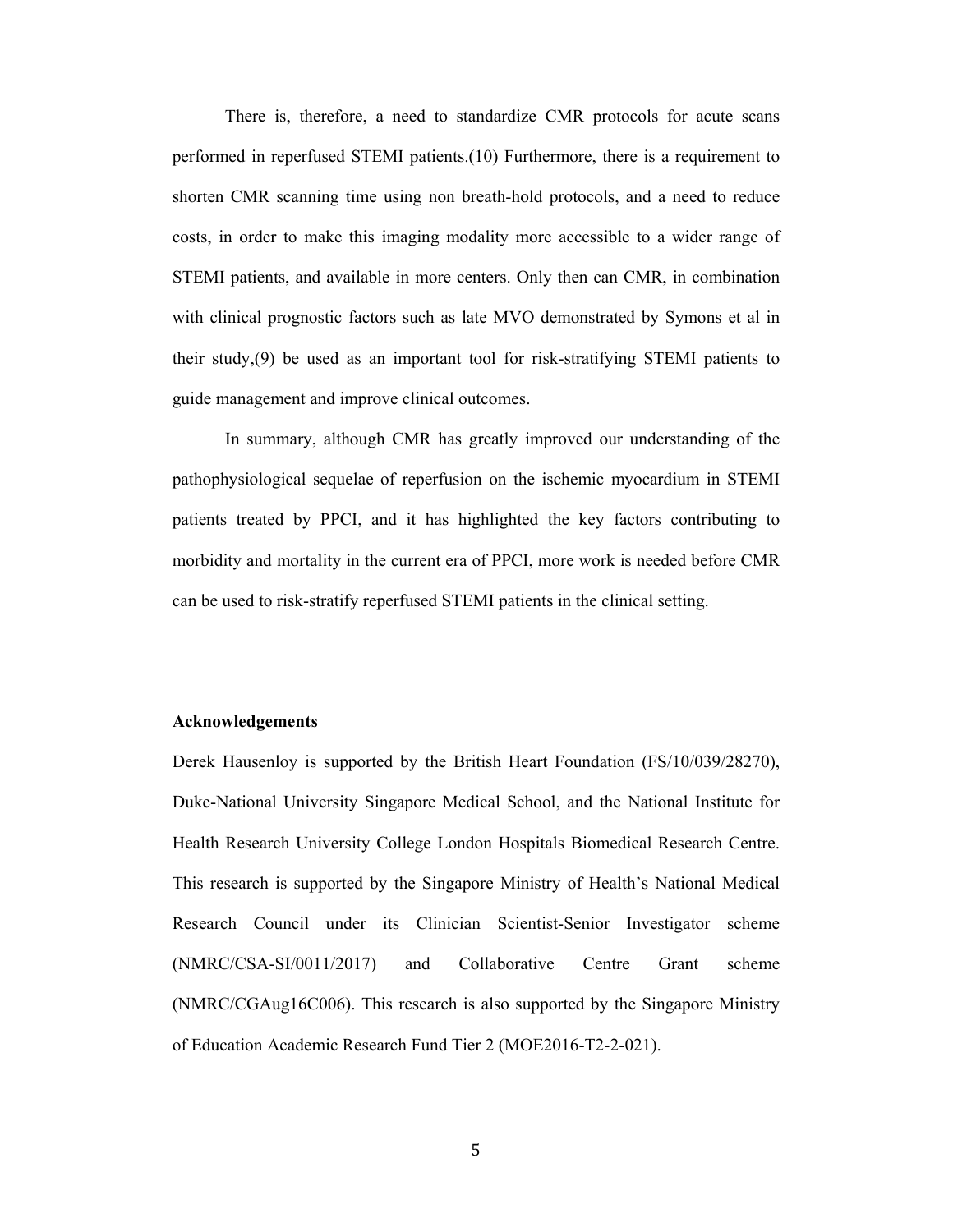There is, therefore, a need to standardize CMR protocols for acute scans performed in reperfused STEMI patients.(10) Furthermore, there is a requirement to shorten CMR scanning time using non breath-hold protocols, and a need to reduce costs, in order to make this imaging modality more accessible to a wider range of STEMI patients, and available in more centers. Only then can CMR, in combination with clinical prognostic factors such as late MVO demonstrated by Symons et al in their study,(9) be used as an important tool for risk-stratifying STEMI patients to guide management and improve clinical outcomes.

In summary, although CMR has greatly improved our understanding of the pathophysiological sequelae of reperfusion on the ischemic myocardium in STEMI patients treated by PPCI, and it has highlighted the key factors contributing to morbidity and mortality in the current era of PPCI, more work is needed before CMR can be used to risk-stratify reperfused STEMI patients in the clinical setting.

**Acknowledgements**

Derek Hausenloy is supported by the British Heart Foundation (FS/10/039/28270), Duke-National University Singapore Medical School, and the National Institute for Health Research University College London Hospitals Biomedical Research Centre. This research is supported by the Singapore Ministry of Health's National Medical Research Council under its Clinician Scientist-Senior Investigator scheme (NMRC/CSA-SI/0011/2017) and Collaborative Centre Grant scheme (NMRC/CGAug16C006). This research is also supported by the Singapore Ministry of Education Academic Research Fund Tier 2 (MOE2016-T2-2-021).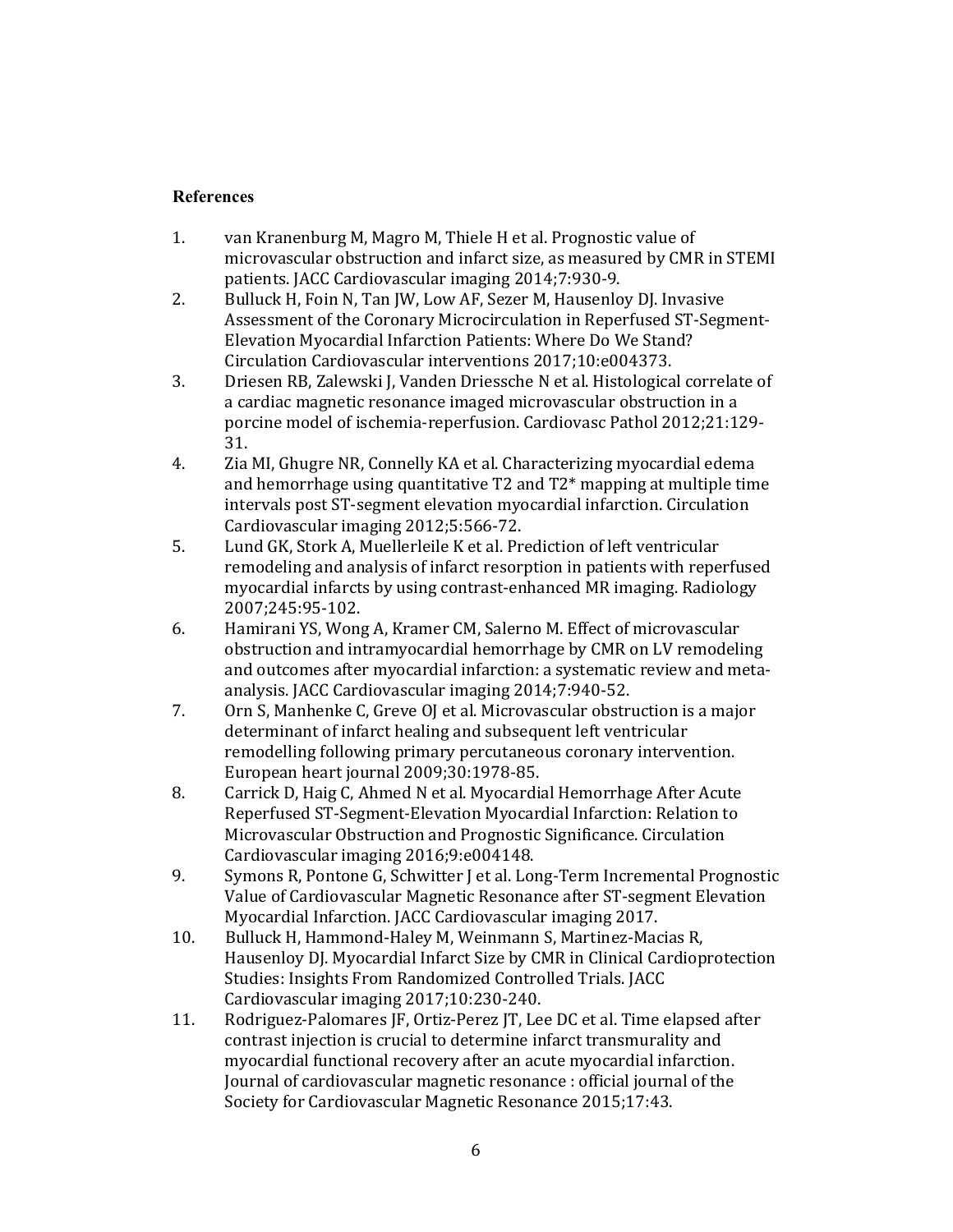## References

1. van Kranenburg M, Magro M, Thiele H et al. Prognostic value of microvascular obstruction and infarct size, as measured by CMR in STEMI patients. JACC Cardiovascular imaging 2014;7:930-9.
2. Bulluck H, Foin N, Tan JW, Low AF, Sezer M, Hausenloy DJ. Invasive Assessment of the Coronary Microcirculation in Reperfused ST-Segment-Elevation Myocardial Infarction Patients: Where Do We Stand? Circulation Cardiovascular interventions 2017;10:e004373.
3. Driesen RB, Zalewski J, Vanden Driessche N et al. Histological correlate of a cardiac magnetic resonance imaged microvascular obstruction in a porcine model of ischemia-reperfusion. Cardiovasc Pathol 2012;21:129-31.
4. Zia MI, Ghugre NR, Connelly KA et al. Characterizing myocardial edema and hemorrhage using quantitative T2 and T2* mapping at multiple time intervals post ST-segment elevation myocardial infarction. Circulation Cardiovascular imaging 2012;5:566-72.
5. Lund GK, Stork A, Muellerleile K et al. Prediction of left ventricular remodeling and analysis of infarct resorption in patients with reperfused myocardial infarcts by using contrast-enhanced MR imaging. Radiology 2007;245:95-102.
6. Hamirani YS, Wong A, Kramer CM, Salerno M. Effect of microvascular obstruction and intramyocardial hemorrhage by CMR on LV remodeling and outcomes after myocardial infarction: a systematic review and meta-analysis. JACC Cardiovascular imaging 2014;7:940-52.
7. Orn S, Manhenke C, Greve OJ et al. Microvascular obstruction is a major determinant of infarct healing and subsequent left ventricular remodelling following primary percutaneous coronary intervention. European heart journal 2009;30:1978-85.
8. Carrick D, Haig C, Ahmed N et al. Myocardial Hemorrhage After Acute Reperfused ST-Segment-Elevation Myocardial Infarction: Relation to Microvascular Obstruction and Prognostic Significance. Circulation Cardiovascular imaging 2016;9:e004148.
9. Symons R, Pontone G, Schwitter J et al. Long-Term Incremental Prognostic Value of Cardiovascular Magnetic Resonance after ST-segment Elevation Myocardial Infarction. JACC Cardiovascular imaging 2017.
10. Bulluck H, Hammond-Haley M, Weinmann S, Martinez-Macias R, Hausenloy DJ. Myocardial Infarct Size by CMR in Clinical Cardioprotection Studies: Insights From Randomized Controlled Trials. JACC Cardiovascular imaging 2017;10:230-240.
11. Rodriguez-Palomares JF, Ortiz-Perez JT, Lee DC et al. Time elapsed after contrast injection is crucial to determine infarct transmurality and myocardial functional recovery after an acute myocardial infarction. Journal of cardiovascular magnetic resonance : official journal of the Society for Cardiovascular Magnetic Resonance 2015;17:43.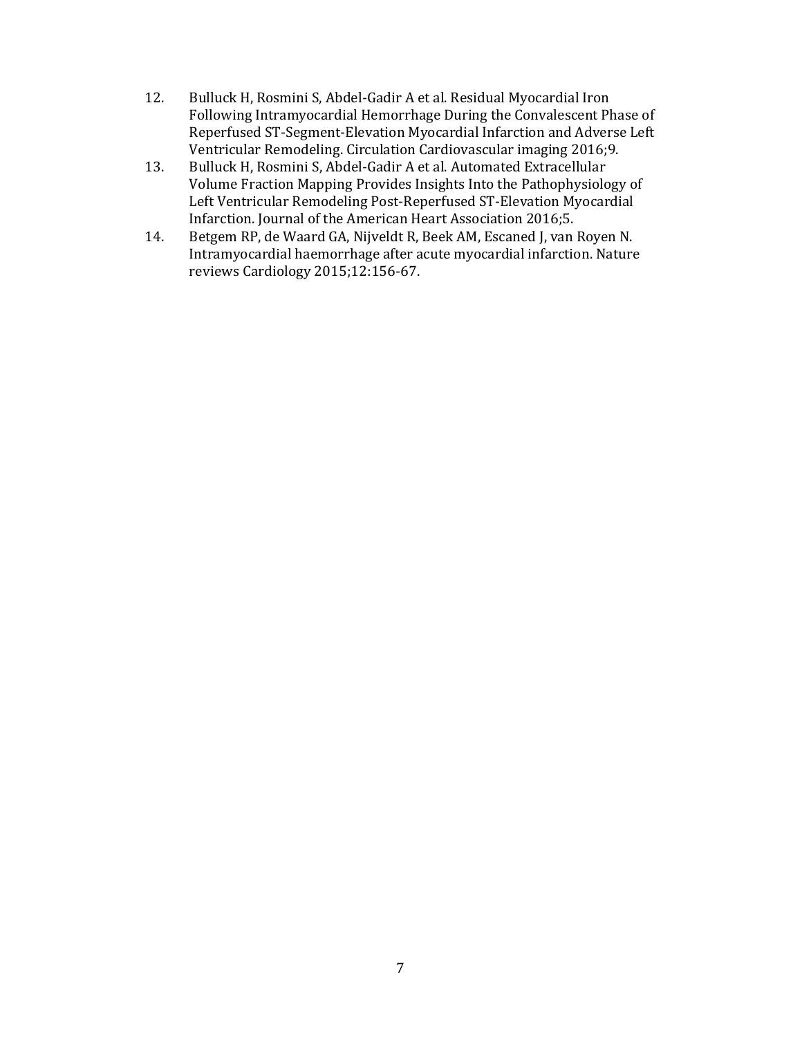12. Bulluck H, Rosmini S, Abdel-Gadir A et al. Residual Myocardial Iron Following Intramyocardial Hemorrhage During the Convalescent Phase of Reperfused ST-Segment-Elevation Myocardial Infarction and Adverse Left Ventricular Remodeling. Circulation Cardiovascular imaging 2016;9.
13. Bulluck H, Rosmini S, Abdel-Gadir A et al. Automated Extracellular Volume Fraction Mapping Provides Insights Into the Pathophysiology of Left Ventricular Remodeling Post-Reperfused ST-Elevation Myocardial Infarction. Journal of the American Heart Association 2016;5.
14. Betgem RP, de Waard GA, Nijveldt R, Beek AM, Escaned J, van Royen N. Intramyocardial haemorrhage after acute myocardial infarction. Nature reviews Cardiology 2015;12:156-67.